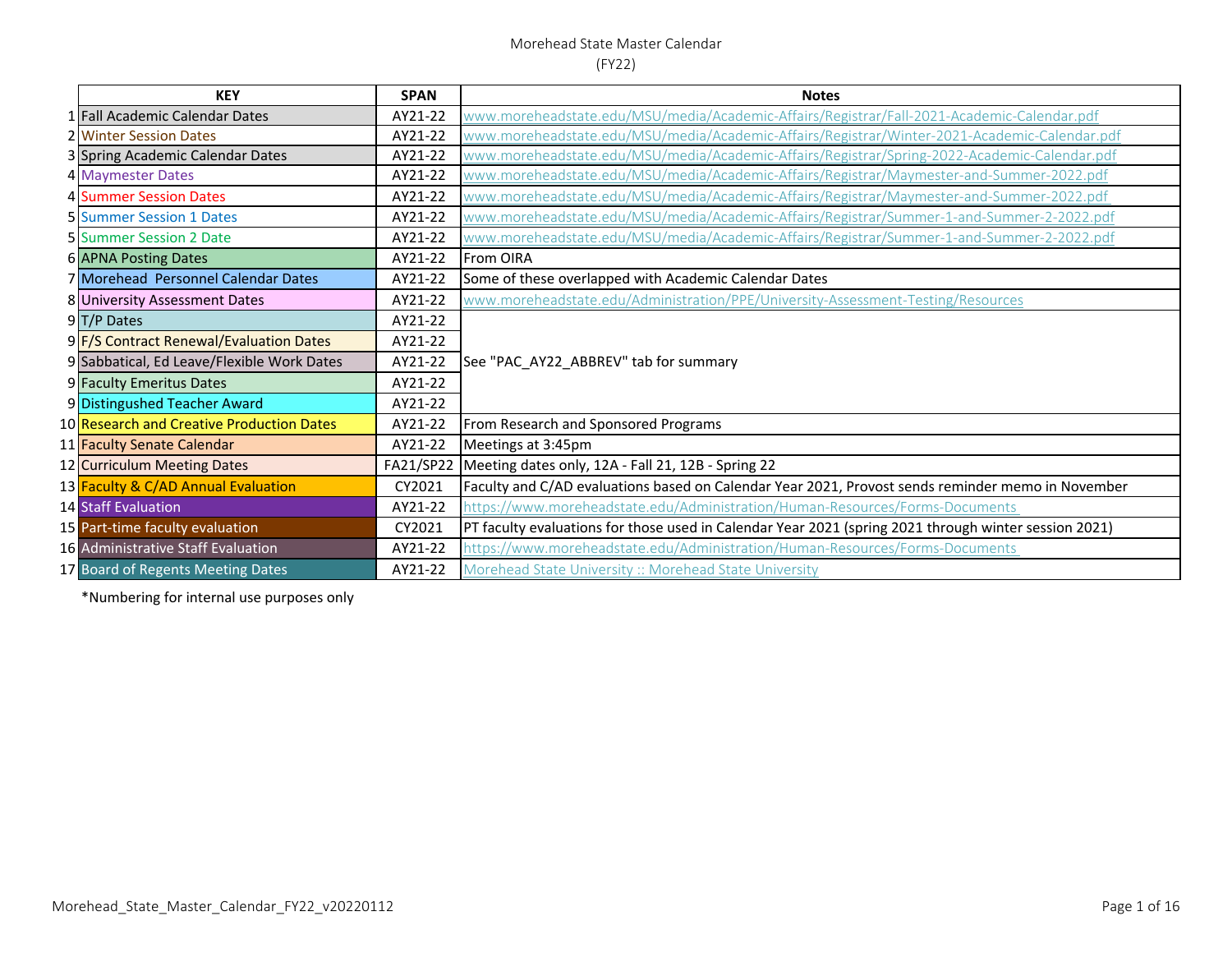Morehead State Master Calendar
(FY22)

| | KEY | SPAN | Notes |
|---|---|---|---|
| 1 | Fall Academic Calendar Dates | AY21-22 | www.moreheadstate.edu/MSU/media/Academic-Affairs/Registrar/Fall-2021-Academic-Calendar.pdf |
| 2 | Winter Session Dates | AY21-22 | www.moreheadstate.edu/MSU/media/Academic-Affairs/Registrar/Winter-2021-Academic-Calendar.pdf |
| 3 | Spring Academic Calendar Dates | AY21-22 | www.moreheadstate.edu/MSU/media/Academic-Affairs/Registrar/Spring-2022-Academic-Calendar.pdf |
| 4 | Maymester Dates | AY21-22 | www.moreheadstate.edu/MSU/media/Academic-Affairs/Registrar/Maymester-and-Summer-2022.pdf |
| 4 | Summer Session Dates | AY21-22 | www.moreheadstate.edu/MSU/media/Academic-Affairs/Registrar/Maymester-and-Summer-2022.pdf |
| 5 | Summer Session 1 Dates | AY21-22 | www.moreheadstate.edu/MSU/media/Academic-Affairs/Registrar/Summer-1-and-Summer-2-2022.pdf |
| 5 | Summer Session 2 Date | AY21-22 | www.moreheadstate.edu/MSU/media/Academic-Affairs/Registrar/Summer-1-and-Summer-2-2022.pdf |
| 6 | APNA Posting Dates | AY21-22 | From OIRA |
| 7 | Morehead Personnel Calendar Dates | AY21-22 | Some of these overlapped with Academic Calendar Dates |
| 8 | University Assessment Dates | AY21-22 | www.moreheadstate.edu/Administration/PPE/University-Assessment-Testing/Resources |
| 9 | T/P Dates | AY21-22 | See "PAC_AY22_ABBREV" tab for summary |
| 9 | F/S Contract Renewal/Evaluation Dates | AY21-22 | |
| 9 | Sabbatical, Ed Leave/Flexible Work Dates | AY21-22 | |
| 9 | Faculty Emeritus Dates | AY21-22 | |
| 9 | Distingushed Teacher Award | AY21-22 | |
| 10 | Research and Creative Production Dates | AY21-22 | From Research and Sponsored Programs |
| 11 | Faculty Senate Calendar | AY21-22 | Meetings at 3:45pm |
| 12 | Curriculum Meeting Dates | FA21/SP22 | Meeting dates only, 12A - Fall 21, 12B - Spring 22 |
| 13 | Faculty & C/AD Annual Evaluation | CY2021 | Faculty and C/AD evaluations based on Calendar Year 2021, Provost sends reminder memo in November |
| 14 | Staff Evaluation | AY21-22 | https://www.moreheadstate.edu/Administration/Human-Resources/Forms-Documents |
| 15 | Part-time faculty evaluation | CY2021 | PT faculty evaluations for those used in Calendar Year 2021 (spring 2021 through winter session 2021) |
| 16 | Administrative Staff Evaluation | AY21-22 | https://www.moreheadstate.edu/Administration/Human-Resources/Forms-Documents |
| 17 | Board of Regents Meeting Dates | AY21-22 | Morehead State University :: Morehead State University |

*Numbering for internal use purposes only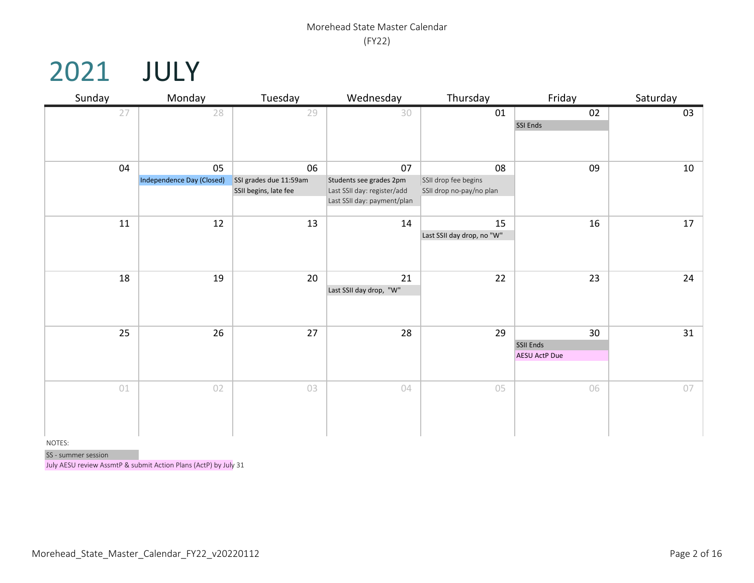Morehead State Master Calendar
(FY22)

# 2021 JULY

| Sunday | Monday | Tuesday | Wednesday | Thursday | Friday | Saturday |
|---|---|---|---|---|---|---|
| 27 | 28 | 29 | 30 | 01 | 02<br>SSI Ends | 03 |
| 04 | 05<br>Independence Day (Closed) | 06<br>SSI grades due 11:59am<br>SSII begins, late fee | 07<br>Students see grades 2pm<br>Last SSII day: register/add<br>Last SSII day: payment/plan | 08<br>SSII drop fee begins<br>SSII drop no-pay/no plan | 09 | 10 |
| 11 | 12 | 13 | 14 | 15<br>Last SSII day drop, no "W" | 16 | 17 |
| 18 | 19 | 20 | 21<br>Last SSII day drop, "W" | 22 | 23 | 24 |
| 25 | 26 | 27 | 28 | 29 | 30<br>SSII Ends<br>AESU ActP Due | 31 |
| 01 | 02 | 03 | 04 | 05 | 06 | 07 |

NOTES:

SS - summer session

July AESU review AssmtP & submit Action Plans (ActP) by July 31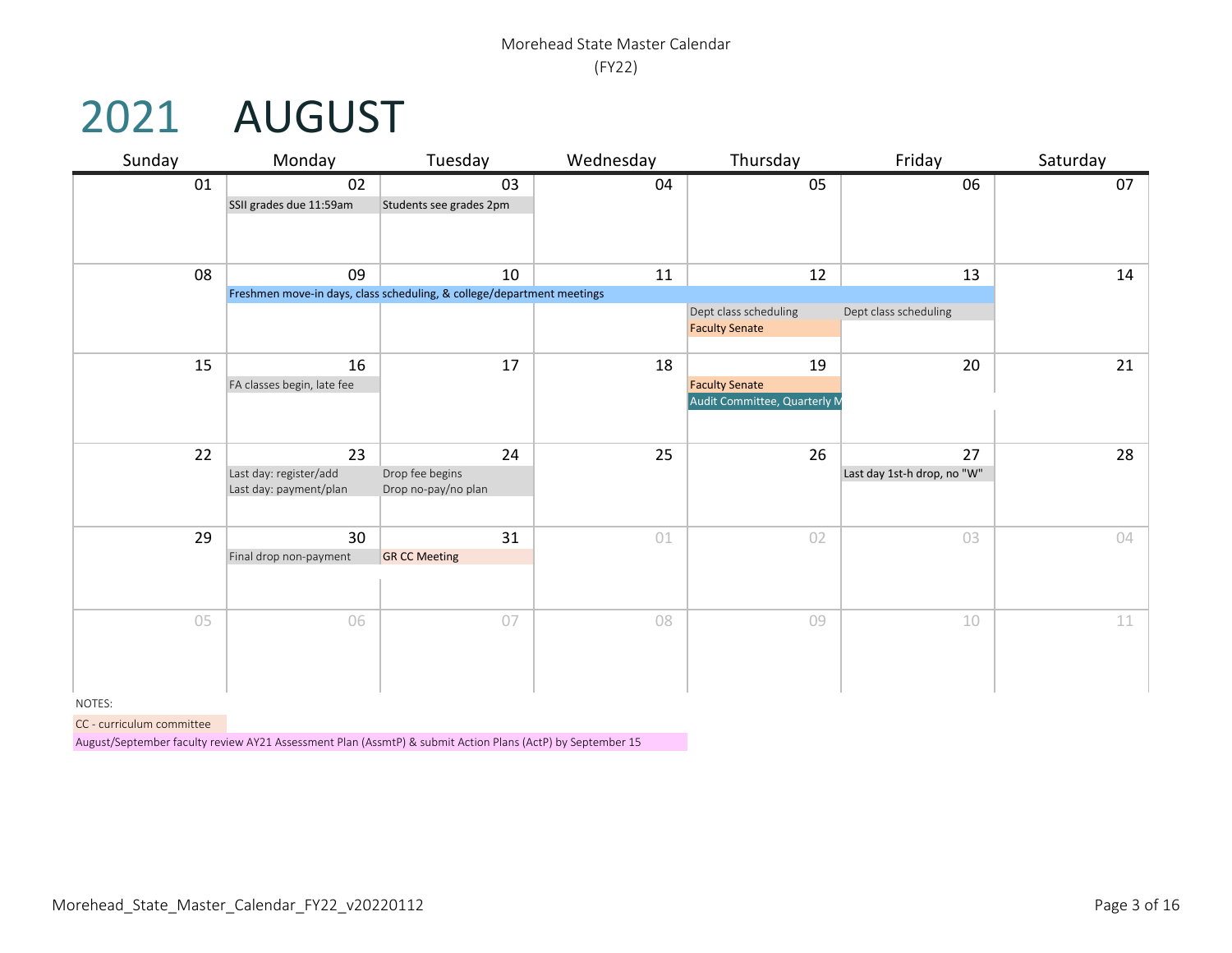Morehead State Master Calendar
(FY22)

# 2021 AUGUST

| Sunday | Monday | Tuesday | Wednesday | Thursday | Friday | Saturday |
|---|---|---|---|---|---|---|
| 01 | 02<br>SSII grades due 11:59am | 03<br>Students see grades 2pm | 04 | 05 | 06 | 07 |
| 08 | 09<br>Freshmen move-in days, class scheduling, & college/department meetings | 10 | 11 | 12<br>Dept class scheduling<br>Faculty Senate | 13<br>Dept class scheduling | 14 |
| 15 | 16<br>FA classes begin, late fee | 17 | 18 | 19<br>Faculty Senate<br>Audit Committee, Quarterly M | 20 | 21 |
| 22 | 23<br>Last day: register/add<br>Last day: payment/plan | 24<br>Drop fee begins<br>Drop no-pay/no plan | 25 | 26 | 27<br>Last day 1st-h drop, no "W" | 28 |
| 29 | 30<br>Final drop non-payment | 31<br>GR CC Meeting | 01 | 02 | 03 | 04 |
| 05 | 06 | 07 | 08 | 09 | 10 | 11 |

NOTES:

CC - curriculum committee

August/September faculty review AY21 Assessment Plan (AssmtP) & submit Action Plans (ActP) by September 15

Morehead_State_Master_Calendar_FY22_v20220112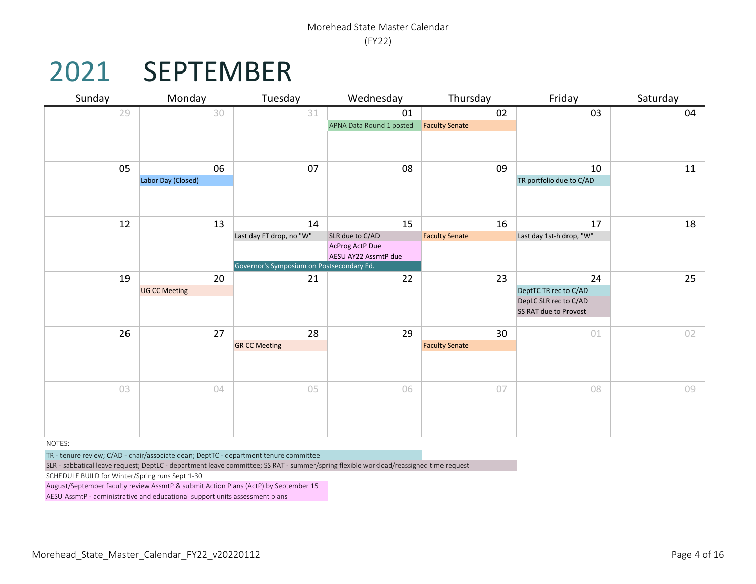Morehead State Master Calendar
(FY22)

# 2021 SEPTEMBER

| Sunday | Monday | Tuesday | Wednesday | Thursday | Friday | Saturday |
|---|---|---|---|---|---|---|
| 29 | 30 | 31 | 01<br>APNA Data Round 1 posted | 02<br>Faculty Senate | 03 | 04 |
| 05 | 06<br>Labor Day (Closed) | 07 | 08 | 09 | 10<br>TR portfolio due to C/AD | 11 |
| 12 | 13 | 14<br>Last day FT drop, no "W"<br>Governor's Symposium on Postsecondary Ed. | 15<br>SLR due to C/AD<br>AcProg ActP Due<br>AESU AY22 AssmtP due<br>Governor's Symposium on Postsecondary Ed. | 16<br>Faculty Senate | 17<br>Last day 1st-h drop, "W" | 18 |
| 19 | 20<br>UG CC Meeting | 21 | 22 | 23 | 24<br>DeptTC TR rec to C/AD<br>DepLC SLR rec to C/AD<br>SS RAT due to Provost | 25 |
| 26 | 27 | 28<br>GR CC Meeting | 29 | 30<br>Faculty Senate | 01 | 02 |
| 03 | 04 | 05 | 06 | 07 | 08 | 09 |

NOTES:

TR - tenure review; C/AD - chair/associate dean; DeptTC - department tenure committee

SLR - sabbatical leave request; DeptLC - department leave committee; SS RAT - summer/spring flexible workload/reassigned time request

SCHEDULE BUILD for Winter/Spring runs Sept 1-30

August/September faculty review AssmtP & submit Action Plans (ActP) by September 15

AESU AssmtP - administrative and educational support units assessment plans

Morehead_State_Master_Calendar_FY22_v20220112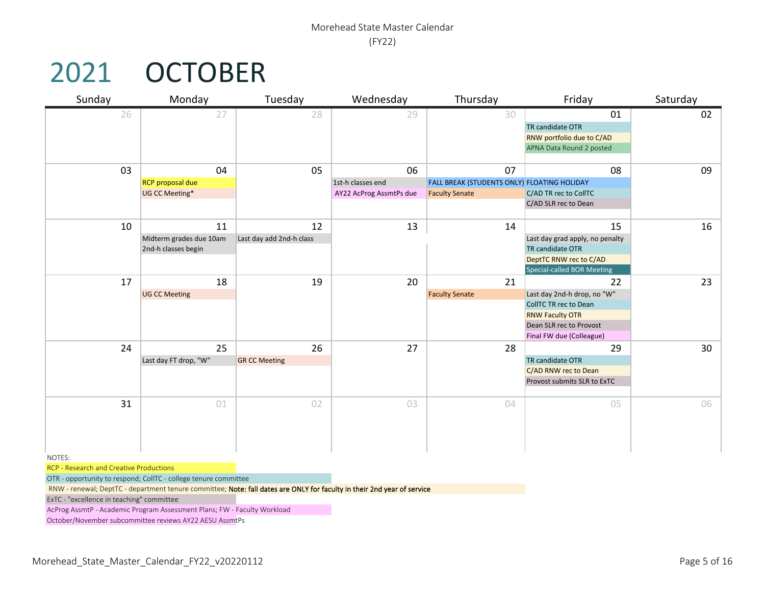Morehead State Master Calendar
(FY22)

# 2021 OCTOBER

| Sunday | Monday | Tuesday | Wednesday | Thursday | Friday | Saturday |
|---|---|---|---|---|---|---|
| 26 | 27 | 28 | 29 | 30 | 01<br>TR candidate OTR<br>RNW portfolio due to C/AD<br>APNA Data Round 2 posted | 02 |
| 03 | 04<br>RCP proposal due<br>UG CC Meeting* | 05 | 06<br>1st-h classes end<br>AY22 AcProg AssmtPs due | 07<br>FALL BREAK (STUDENTS ONLY)<br>Faculty Senate | 08<br>FLOATING HOLIDAY<br>C/AD TR rec to CollTC<br>C/AD SLR rec to Dean | 09 |
| 10 | 11<br>Midterm grades due 10am<br>2nd-h classes begin | 12<br>Last day add 2nd-h class | 13 | 14 | 15<br>Last day grad apply, no penalty<br>TR candidate OTR<br>DeptTC RNW rec to C/AD<br>Special-called BOR Meeting | 16 |
| 17 | 18<br>UG CC Meeting | 19 | 20 | 21<br>Faculty Senate | 22<br>Last day 2nd-h drop, no "W"<br>CollTC TR rec to Dean<br>RNW Faculty OTR<br>Dean SLR rec to Provost<br>Final FW due (Colleague) | 23 |
| 24 | 25<br>Last day FT drop, "W" | 26<br>GR CC Meeting | 27 | 28 | 29<br>TR candidate OTR<br>C/AD RNW rec to Dean<br>Provost submits SLR to ExTC | 30 |
| 31 | 01 | 02 | 03 | 04 | 05 | 06 |

NOTES:

RCP - Research and Creative Productions

OTR - opportunity to respond; CollTC - college tenure committee

RNW - renewal; DeptTC - department tenure committee; **Note: fall dates are ONLY for faculty in their 2nd year of service**

ExTC - "excellence in teaching" committee

AcProg AssmtP - Academic Program Assessment Plans; FW - Faculty Workload

October/November subcommittee reviews AY22 AESU AssmtPs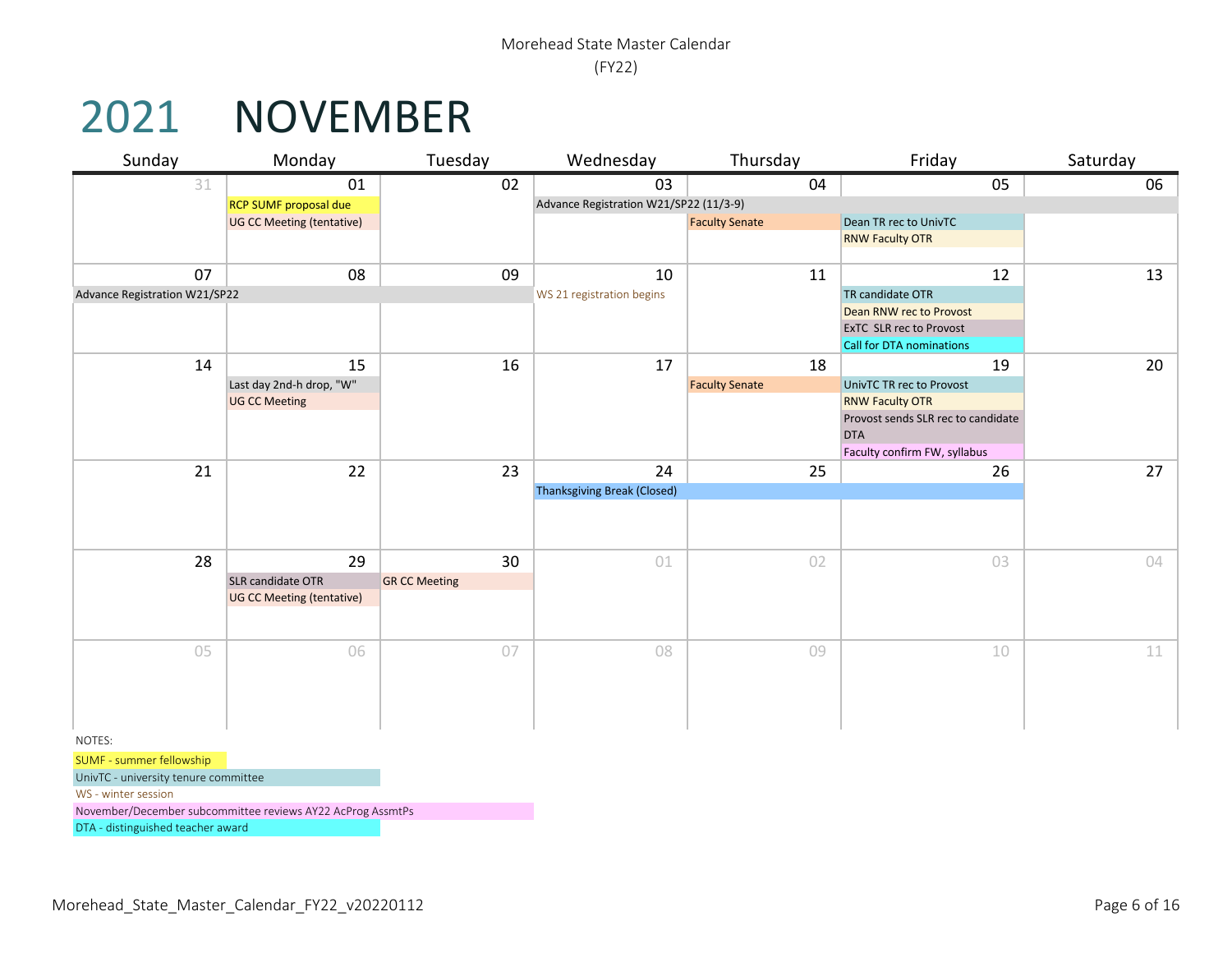Morehead State Master Calendar
(FY22)

# 2021 NOVEMBER

| Sunday | Monday | Tuesday | Wednesday | Thursday | Friday | Saturday |
|---|---|---|---|---|---|---|
| 31 | 01<br>RCP SUMF proposal due<br>UG CC Meeting (tentative) | 02 | 03<br>Advance Registration W21/SP22 (11/3-9) | 04<br>Faculty Senate | 05<br>Dean TR rec to UnivTC<br>RNW Faculty OTR | 06 |
| 07<br>Advance Registration W21/SP22 | 08 | 09 | 10<br>WS 21 registration begins | 11 | 12<br>TR candidate OTR<br>Dean RNW rec to Provost<br>ExTC SLR rec to Provost<br>Call for DTA nominations | 13 |
| 14 | 15<br>Last day 2nd-h drop, "W"<br>UG CC Meeting | 16 | 17 | 18<br>Faculty Senate | 19<br>UnivTC TR rec to Provost<br>RNW Faculty OTR<br>Provost sends SLR rec to candidate<br>DTA<br>Faculty confirm FW, syllabus | 20 |
| 21 | 22 | 23 | 24<br>Thanksgiving Break (Closed) | 25 | 26 | 27 |
| 28 | 29<br>SLR candidate OTR<br>UG CC Meeting (tentative) | 30<br>GR CC Meeting | 01 | 02 | 03 | 04 |
| 05 | 06 | 07 | 08 | 09 | 10 | 11 |

NOTES:

- SUMF - summer fellowship
- UnivTC - university tenure committee
- WS - winter session
- November/December subcommittee reviews AY22 AcProg AssmtPs
- DTA - distinguished teacher award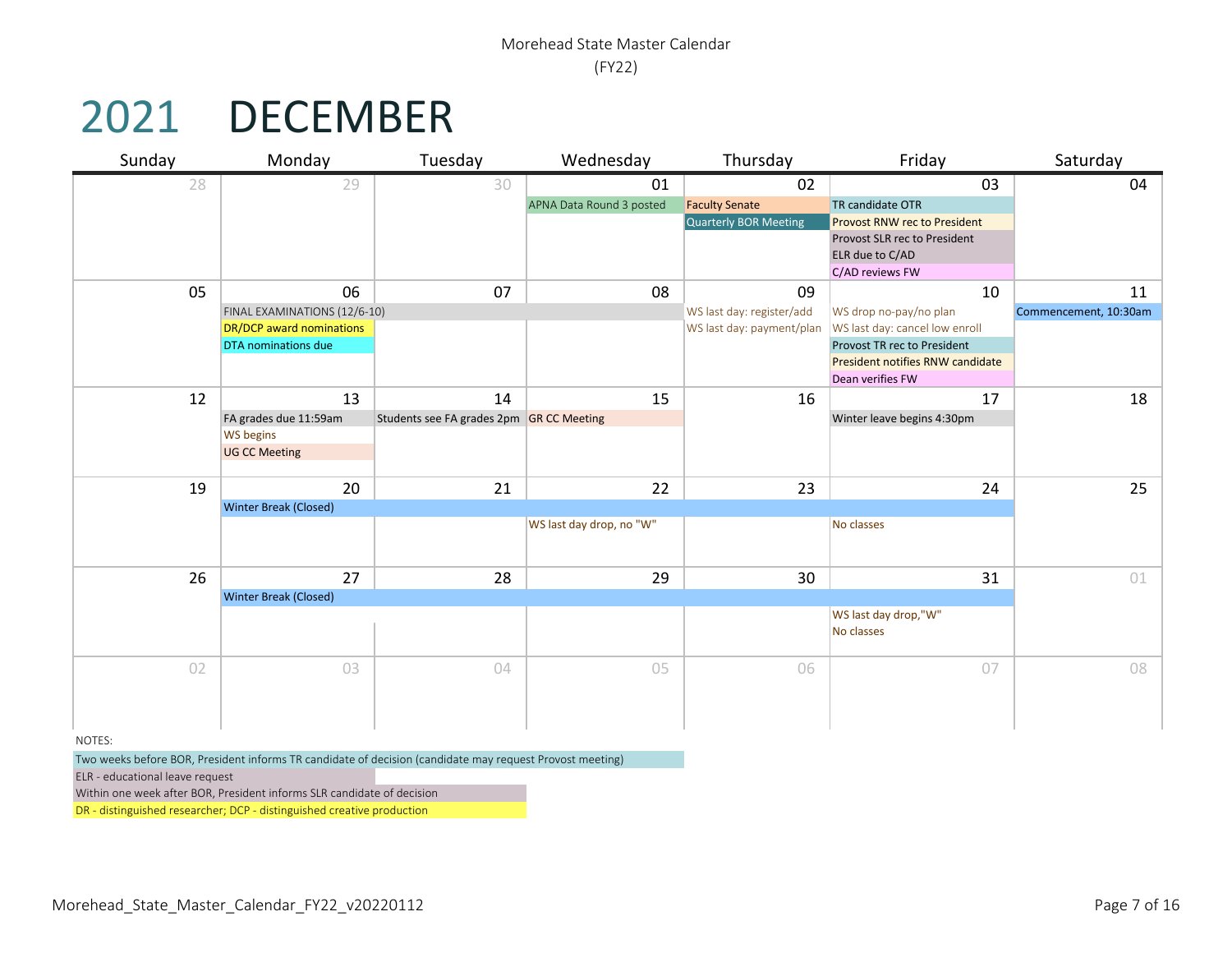Morehead State Master Calendar
(FY22)

# 2021 DECEMBER

| Sunday | Monday | Tuesday | Wednesday | Thursday | Friday | Saturday |
|---|---|---|---|---|---|---|
| 28 | 29 | 30 | 01<br>APNA Data Round 3 posted | 02<br>Faculty Senate<br>Quarterly BOR Meeting | 03<br>TR candidate OTR<br>Provost RNW rec to President<br>Provost SLR rec to President<br>ELR due to C/AD<br>C/AD reviews FW | 04 |
| 05 | 06<br>FINAL EXAMINATIONS (12/6-10)<br>DR/DCP award nominations<br>DTA nominations due | 07 | 08 | 09<br>WS last day: register/add<br>WS last day: payment/plan | 10<br>WS drop no-pay/no plan<br>WS last day: cancel low enroll<br>Provost TR rec to President<br>President notifies RNW candidate<br>Dean verifies FW | 11<br>Commencement, 10:30am |
| 12 | 13<br>FA grades due 11:59am<br>WS begins<br>UG CC Meeting | 14<br>Students see FA grades 2pm | 15<br>GR CC Meeting | 16 | 17<br>Winter leave begins 4:30pm | 18 |
| 19 | 20<br>Winter Break (Closed) | 21 | 22<br>WS last day drop, no "W" | 23 | 24<br>No classes | 25 |
| 26 | 27<br>Winter Break (Closed) | 28 | 29 | 30 | 31<br>WS last day drop,"W"<br>No classes | 01 |
| 02 | 03 | 04 | 05 | 06 | 07 | 08 |

NOTES:

Two weeks before BOR, President informs TR candidate of decision (candidate may request Provost meeting)

ELR - educational leave request

Within one week after BOR, President informs SLR candidate of decision

DR - distinguished researcher; DCP - distinguished creative production

Morehead_State_Master_Calendar_FY22_v20220112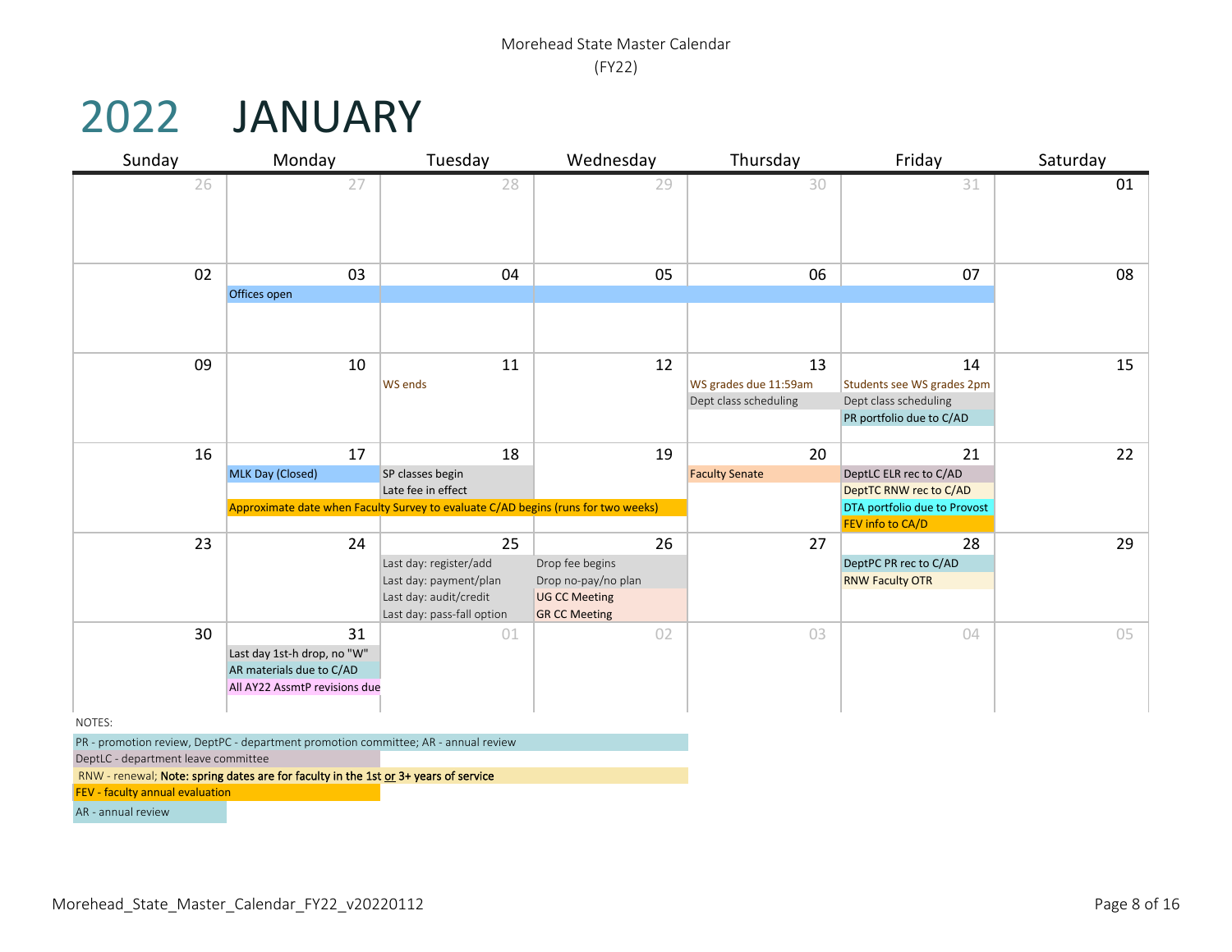Morehead State Master Calendar
(FY22)

# 2022 JANUARY

| Sunday | Monday | Tuesday | Wednesday | Thursday | Friday | Saturday |
|---|---|---|---|---|---|---|
| 26 | 27 | 28 | 29 | 30 | 31 | 01 |
| 02 | 03<br>Offices open | 04 | 05 | 06 | 07 | 08 |
| 09 | 10 | 11<br>WS ends | 12 | 13<br>WS grades due 11:59am<br>Dept class scheduling | 14<br>Students see WS grades 2pm<br>Dept class scheduling<br>PR portfolio due to C/AD | 15 |
| 16 | 17<br>MLK Day (Closed)<br>Approximate date when Faculty Survey to evaluate C/AD begins (runs for two weeks) | 18<br>SP classes begin<br>Late fee in effect | 19 | 20<br>Faculty Senate | 21<br>DeptLC ELR rec to C/AD<br>DeptTC RNW rec to C/AD<br>DTA portfolio due to Provost<br>FEV info to CA/D | 22 |
| 23 | 24 | 25<br>Last day: register/add<br>Last day: payment/plan<br>Last day: audit/credit<br>Last day: pass-fail option | 26<br>Drop fee begins<br>Drop no-pay/no plan<br>UG CC Meeting<br>GR CC Meeting | 27 | 28<br>DeptPC PR rec to C/AD<br>RNW Faculty OTR | 29 |
| 30 | 31<br>Last day 1st-h drop, no "W"<br>AR materials due to C/AD<br>All AY22 AssmtP revisions due | 01 | 02 | 03 | 04 | 05 |

NOTES:

PR - promotion review, DeptPC - department promotion committee; AR - annual review

DeptLC - department leave committee

RNW - renewal; **Note: spring dates are for faculty in the 1st or 3+ years of service**

FEV - faculty annual evaluation

AR - annual review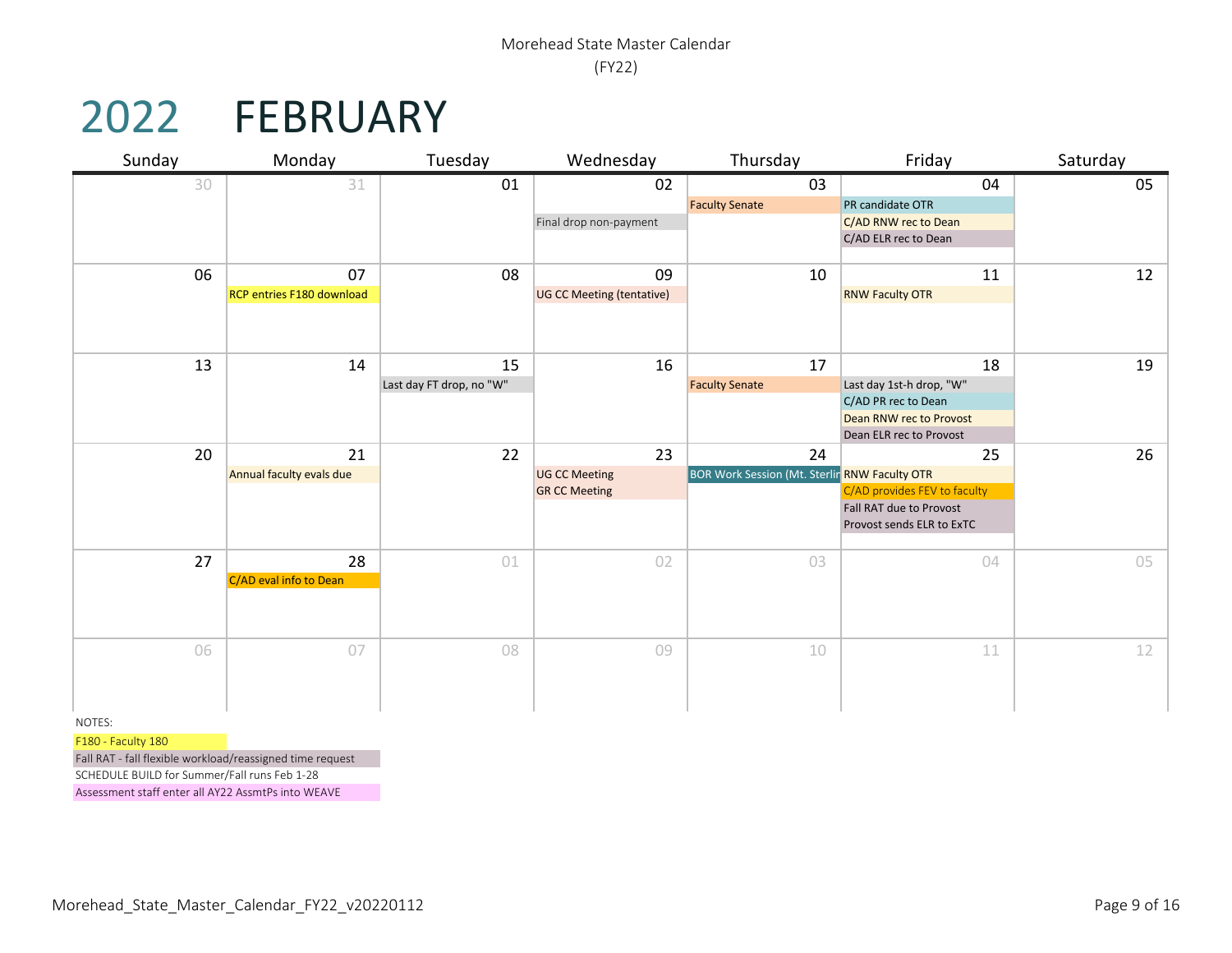Morehead State Master Calendar
(FY22)

# 2022 FEBRUARY

| Sunday | Monday | Tuesday | Wednesday | Thursday | Friday | Saturday |
|---|---|---|---|---|---|---|
| 30 | 31 | 01 | 02<br>Final drop non-payment | 03<br>Faculty Senate | 04<br>PR candidate OTR<br>C/AD RNW rec to Dean<br>C/AD ELR rec to Dean | 05 |
| 06 | 07<br>RCP entries F180 download | 08 | 09<br>UG CC Meeting (tentative) | 10 | 11<br>RNW Faculty OTR | 12 |
| 13 | 14 | 15<br>Last day FT drop, no "W" | 16 | 17<br>Faculty Senate | 18<br>Last day 1st-h drop, "W"<br>C/AD PR rec to Dean<br>Dean RNW rec to Provost<br>Dean ELR rec to Provost | 19 |
| 20 | 21<br>Annual faculty evals due | 22 | 23<br>UG CC Meeting<br>GR CC Meeting | 24<br>BOR Work Session (Mt. Sterlin | 25<br>RNW Faculty OTR<br>C/AD provides FEV to faculty<br>Fall RAT due to Provost<br>Provost sends ELR to ExTC | 26 |
| 27 | 28<br>C/AD eval info to Dean | 01 | 02 | 03 | 04 | 05 |
| 06 | 07 | 08 | 09 | 10 | 11 | 12 |

NOTES:

- F180 - Faculty 180
- Fall RAT - fall flexible workload/reassigned time request
- SCHEDULE BUILD for Summer/Fall runs Feb 1-28
- Assessment staff enter all AY22 AssmtPs into WEAVE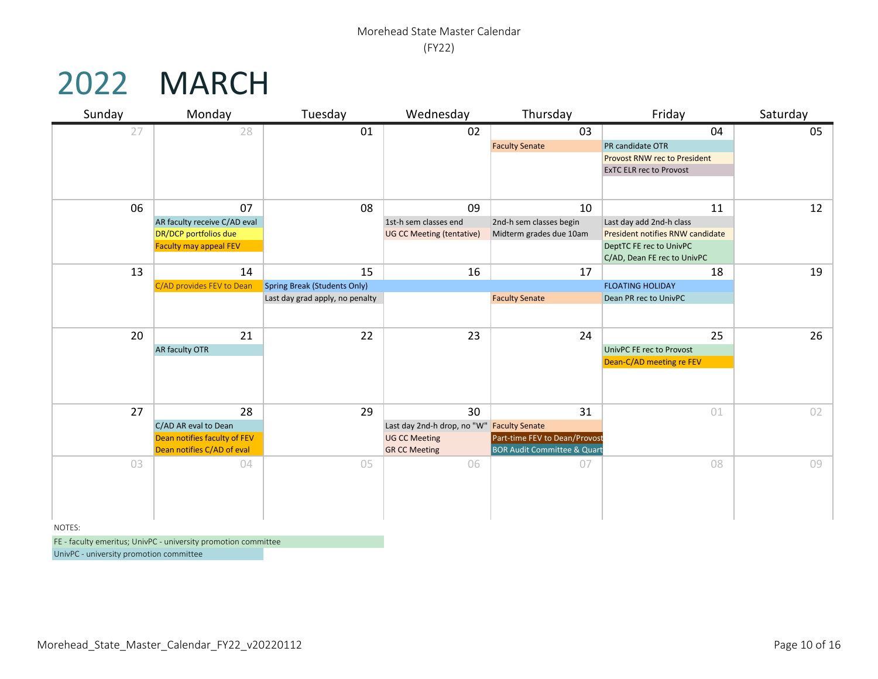Morehead State Master Calendar
(FY22)

# 2022 MARCH

| Sunday | Monday | Tuesday | Wednesday | Thursday | Friday | Saturday |
|---|---|---|---|---|---|---|
| 27 | 28 | 01 | 02 | 03<br>Faculty Senate | 04<br>PR candidate OTR<br>Provost RNW rec to President<br>ExTC ELR rec to Provost | 05 |
| 06 | 07<br>AR faculty receive C/AD eval<br>DR/DCP portfolios due<br>Faculty may appeal FEV | 08 | 09<br>1st-h sem classes end<br>UG CC Meeting (tentative) | 10<br>2nd-h sem classes begin<br>Midterm grades due 10am | 11<br>Last day add 2nd-h class<br>President notifies RNW candidate<br>DeptTC FE rec to UnivPC<br>C/AD, Dean FE rec to UnivPC | 12 |
| 13 | 14<br>C/AD provides FEV to Dean | 15<br>Spring Break (Students Only)<br>Last day grad apply, no penalty | 16<br>Spring Break (Students Only) | 17<br>Spring Break (Students Only)<br>Faculty Senate | 18<br>FLOATING HOLIDAY<br>Dean PR rec to UnivPC | 19 |
| 20 | 21<br>AR faculty OTR | 22 | 23 | 24 | 25<br>UnivPC FE rec to Provost<br>Dean-C/AD meeting re FEV | 26 |
| 27 | 28<br>C/AD AR eval to Dean<br>Dean notifies faculty of FEV<br>Dean notifies C/AD of eval | 29 | 30<br>Last day 2nd-h drop, no "W"<br>UG CC Meeting<br>GR CC Meeting | 31<br>Faculty Senate<br>Part-time FEV to Dean/Provost<br>BOR Audit Committee & Quart | 01 | 02 |
| 03 | 04 | 05 | 06 | 07 | 08 | 09 |

NOTES:

FE - faculty emeritus; UnivPC - university promotion committee

UnivPC - university promotion committee

Morehead_State_Master_Calendar_FY22_v20220112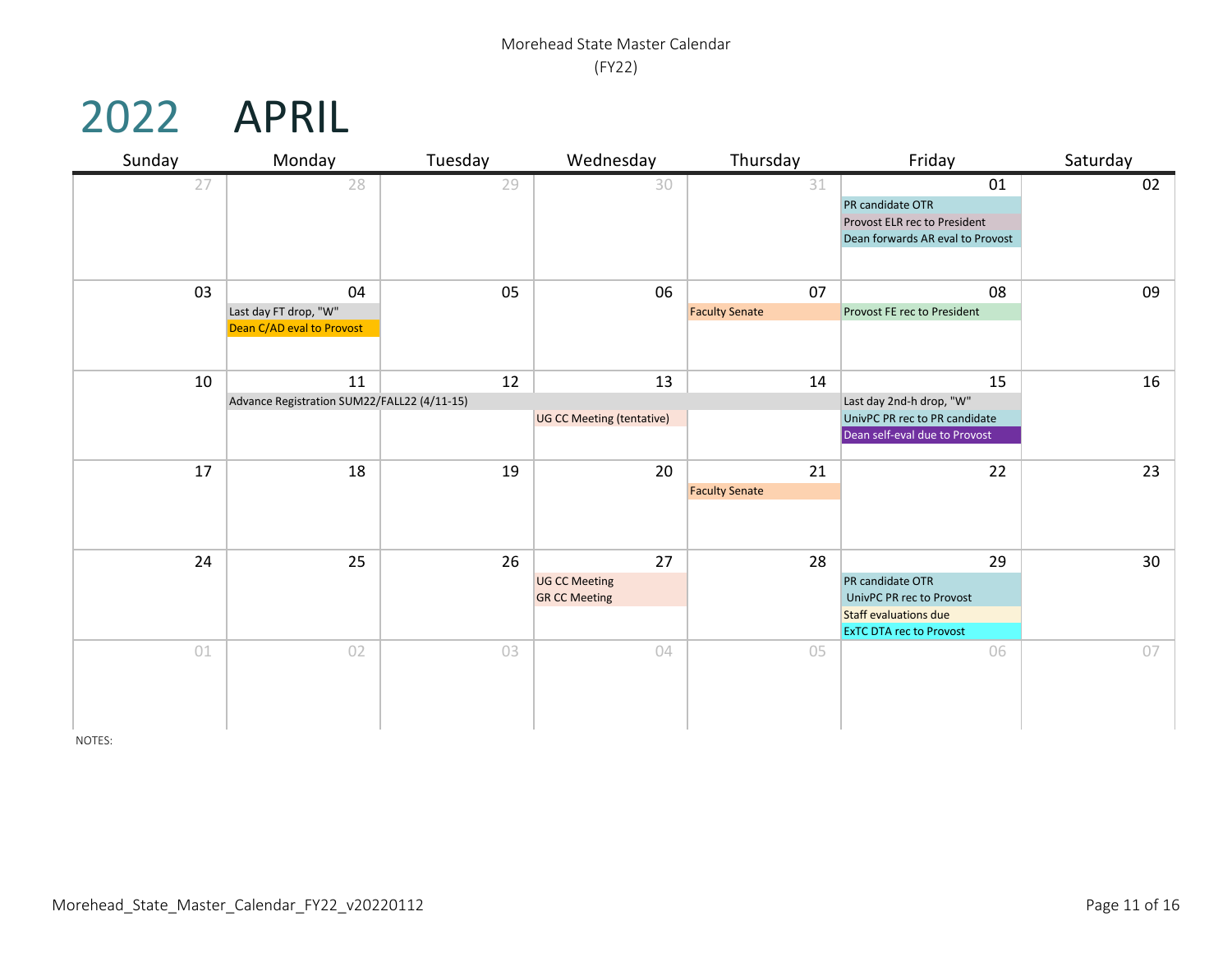Morehead State Master Calendar
(FY22)

# 2022 APRIL

| Sunday | Monday | Tuesday | Wednesday | Thursday | Friday | Saturday |
|---|---|---|---|---|---|---|
| 27 | 28 | 29 | 30 | 31 | 01<br>PR candidate OTR<br>Provost ELR rec to President<br>Dean forwards AR eval to Provost | 02 |
| 03 | 04<br>Last day FT drop, "W"<br>Dean C/AD eval to Provost | 05 | 06 | 07<br>Faculty Senate | 08<br>Provost FE rec to President | 09 |
| 10 | 11<br>Advance Registration SUM22/FALL22 (4/11-15) | 12 | 13<br>UG CC Meeting (tentative) | 14 | 15<br>Last day 2nd-h drop, "W"<br>UnivPC PR rec to PR candidate<br>Dean self-eval due to Provost | 16 |
| 17 | 18 | 19 | 20 | 21<br>Faculty Senate | 22 | 23 |
| 24 | 25 | 26 | 27<br>UG CC Meeting<br>GR CC Meeting | 28 | 29<br>PR candidate OTR<br>UnivPC PR rec to Provost<br>Staff evaluations due<br>ExTC DTA rec to Provost | 30 |
| 01 | 02 | 03 | 04 | 05 | 06 | 07 |

NOTES:

Morehead_State_Master_Calendar_FY22_v20220112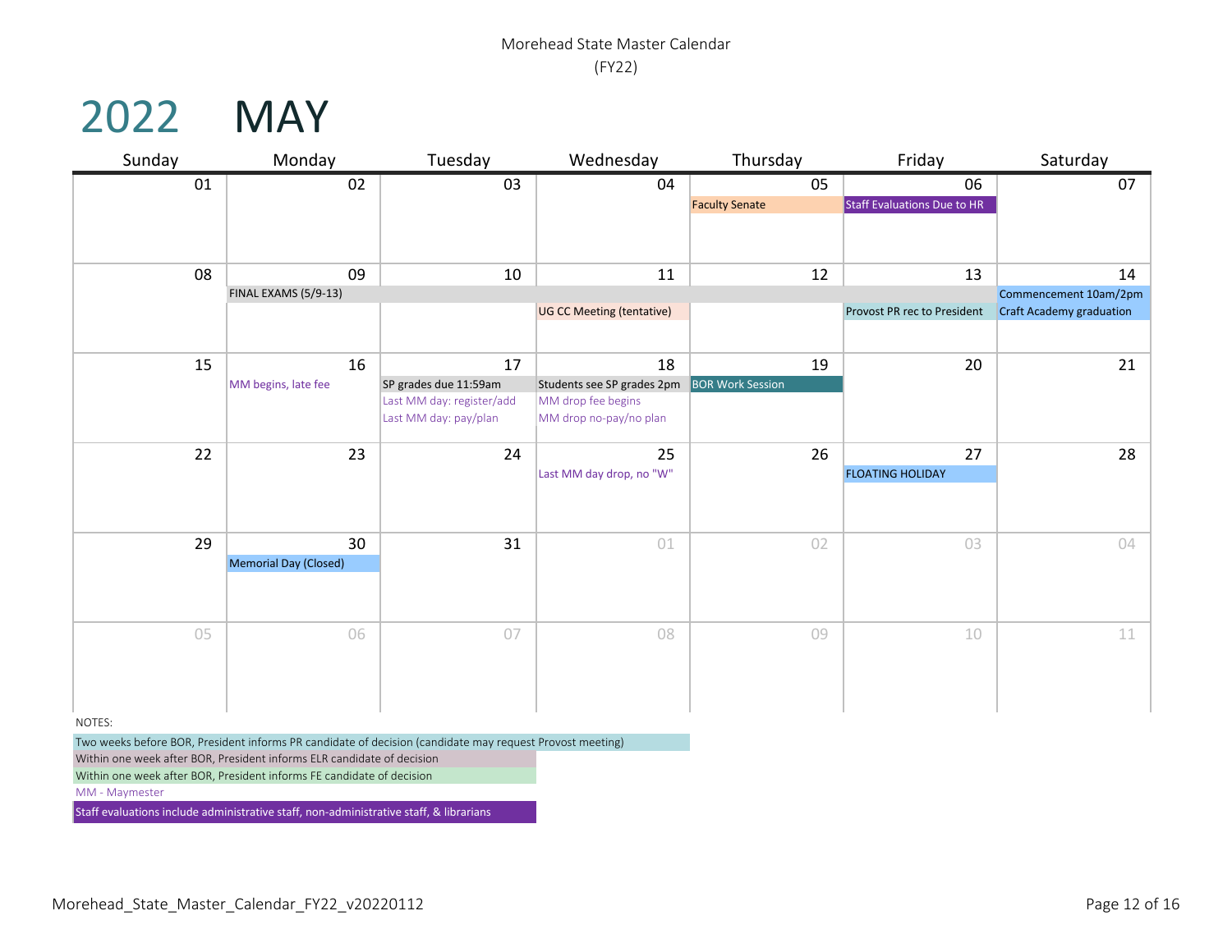Morehead State Master Calendar
(FY22)

# 2022 MAY

| Sunday | Monday | Tuesday | Wednesday | Thursday | Friday | Saturday |
|---|---|---|---|---|---|---|
| 01 | 02 | 03 | 04 | 05<br>Faculty Senate | 06<br>Staff Evaluations Due to HR | 07 |
| 08 | 09<br>FINAL EXAMS (5/9-13) | 10 | 11<br>UG CC Meeting (tentative) | 12 | 13<br>Provost PR rec to President | 14<br>Commencement 10am/2pm<br>Craft Academy graduation |
| 15 | 16<br>MM begins, late fee | 17<br>SP grades due 11:59am<br>Last MM day: register/add<br>Last MM day: pay/plan | 18<br>Students see SP grades 2pm<br>MM drop fee begins<br>MM drop no-pay/no plan | 19<br>BOR Work Session | 20 | 21 |
| 22 | 23 | 24 | 25<br>Last MM day drop, no "W" | 26 | 27<br>FLOATING HOLIDAY | 28 |
| 29 | 30<br>Memorial Day (Closed) | 31 | 01 | 02 | 03 | 04 |
| 05 | 06 | 07 | 08 | 09 | 10 | 11 |

NOTES:

- Two weeks before BOR, President informs PR candidate of decision (candidate may request Provost meeting)
- Within one week after BOR, President informs ELR candidate of decision
- Within one week after BOR, President informs FE candidate of decision
- MM - Maymester
- Staff evaluations include administrative staff, non-administrative staff, & librarians

Morehead_State_Master_Calendar_FY22_v20220112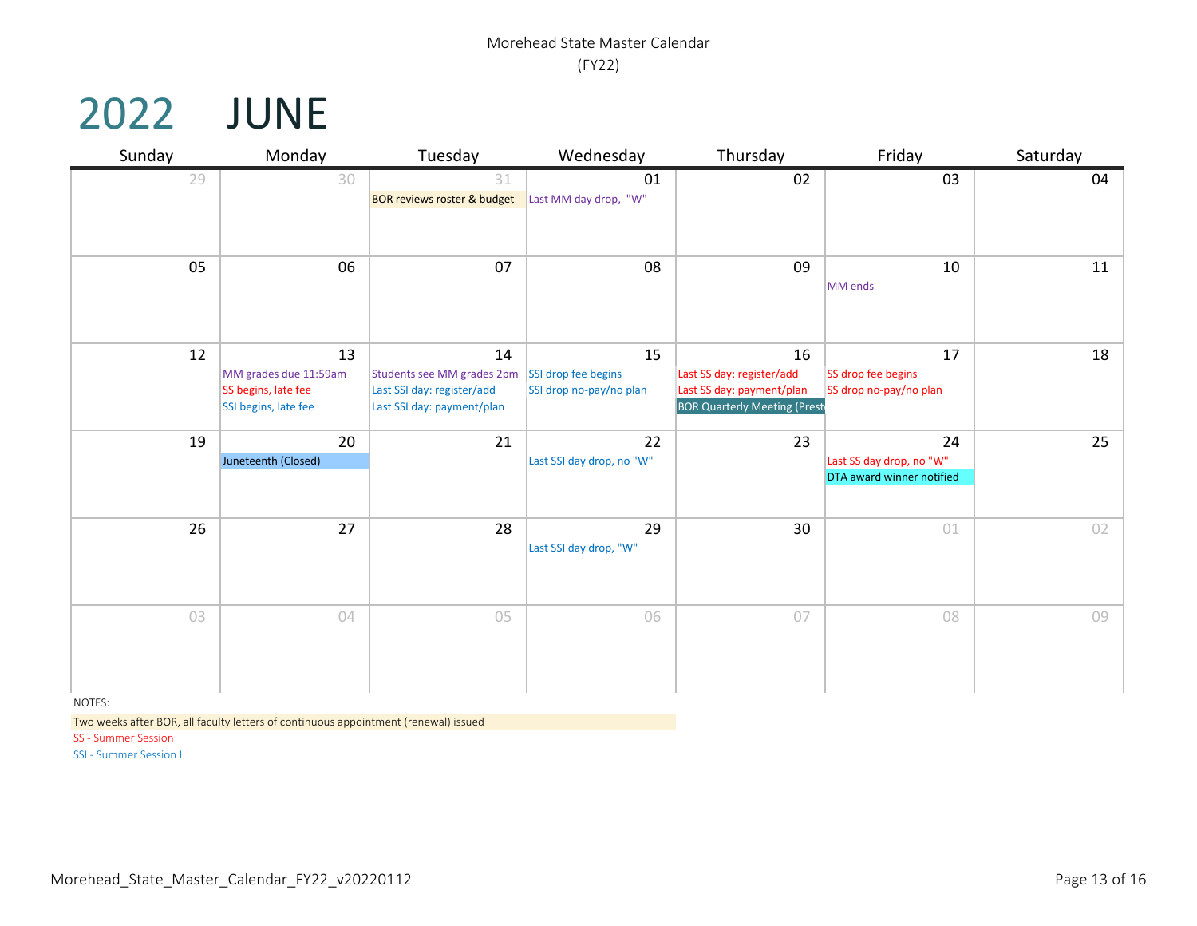Morehead State Master Calendar
(FY22)

# 2022 JUNE

| Sunday | Monday | Tuesday | Wednesday | Thursday | Friday | Saturday |
|---|---|---|---|---|---|---|
| 29 | 30 | 31<br>BOR reviews roster & budget | 01<br>Last MM day drop, "W" | 02 | 03 | 04 |
| 05 | 06 | 07 | 08 | 09 | 10<br>MM ends | 11 |
| 12 | 13<br>MM grades due 11:59am<br>SS begins, late fee<br>SSI begins, late fee | 14<br>Students see MM grades 2pm<br>Last SSI day: register/add<br>Last SSI day: payment/plan | 15<br>SSI drop fee begins<br>SSI drop no-pay/no plan | 16<br>Last SS day: register/add<br>Last SS day: payment/plan<br>BOR Quarterly Meeting (Prest | 17<br>SS drop fee begins<br>SS drop no-pay/no plan | 18 |
| 19 | 20<br>Juneteenth (Closed) | 21 | 22<br>Last SSI day drop, no "W" | 23 | 24<br>Last SS day drop, no "W"<br>DTA award winner notified | 25 |
| 26 | 27 | 28 | 29<br>Last SSI day drop, "W" | 30 | 01 | 02 |
| 03 | 04 | 05 | 06 | 07 | 08 | 09 |

NOTES:

Two weeks after BOR, all faculty letters of continuous appointment (renewal) issued

SS - Summer Session

SSI - Summer Session I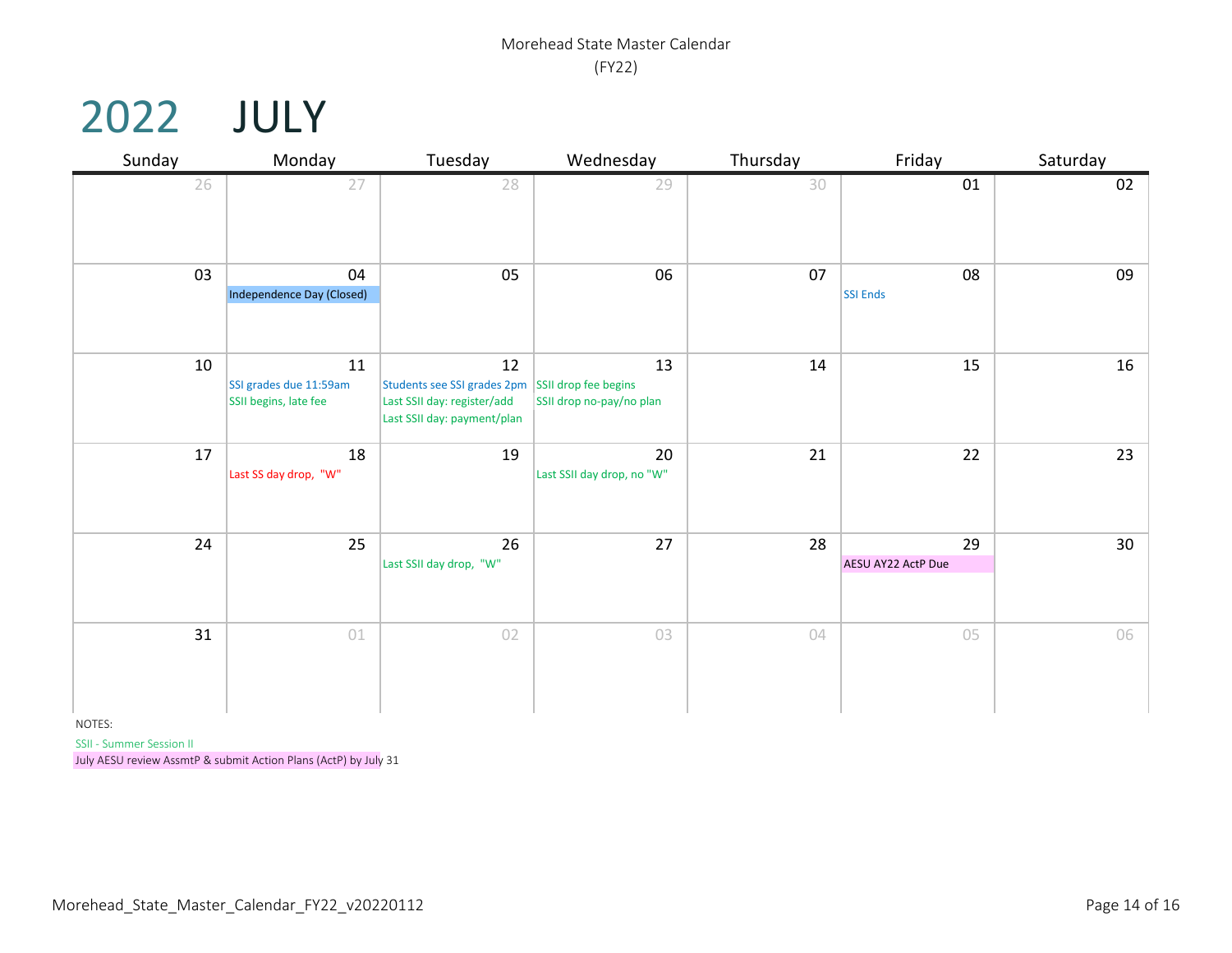Morehead State Master Calendar
(FY22)

# 2022 JULY

| Sunday | Monday | Tuesday | Wednesday | Thursday | Friday | Saturday |
|---|---|---|---|---|---|---|
| 26 | 27 | 28 | 29 | 30 | 01 | 02 |
| 03 | 04 Independence Day (Closed) | 05 | 06 | 07 | 08 SSI Ends | 09 |
| 10 | 11 SSI grades due 11:59am; SSII begins, late fee | 12 Students see SSI grades 2pm; Last SSII day: register/add; Last SSII day: payment/plan | 13 SSII drop fee begins; SSII drop no-pay/no plan | 14 | 15 | 16 |
| 17 | 18 Last SS day drop, "W" | 19 | 20 Last SSII day drop, no "W" | 21 | 22 | 23 |
| 24 | 25 | 26 Last SSII day drop, "W" | 27 | 28 | 29 AESU AY22 ActP Due | 30 |
| 31 | 01 | 02 | 03 | 04 | 05 | 06 |

NOTES:

SSII - Summer Session II

July AESU review AssmtP & submit Action Plans (ActP) by July 31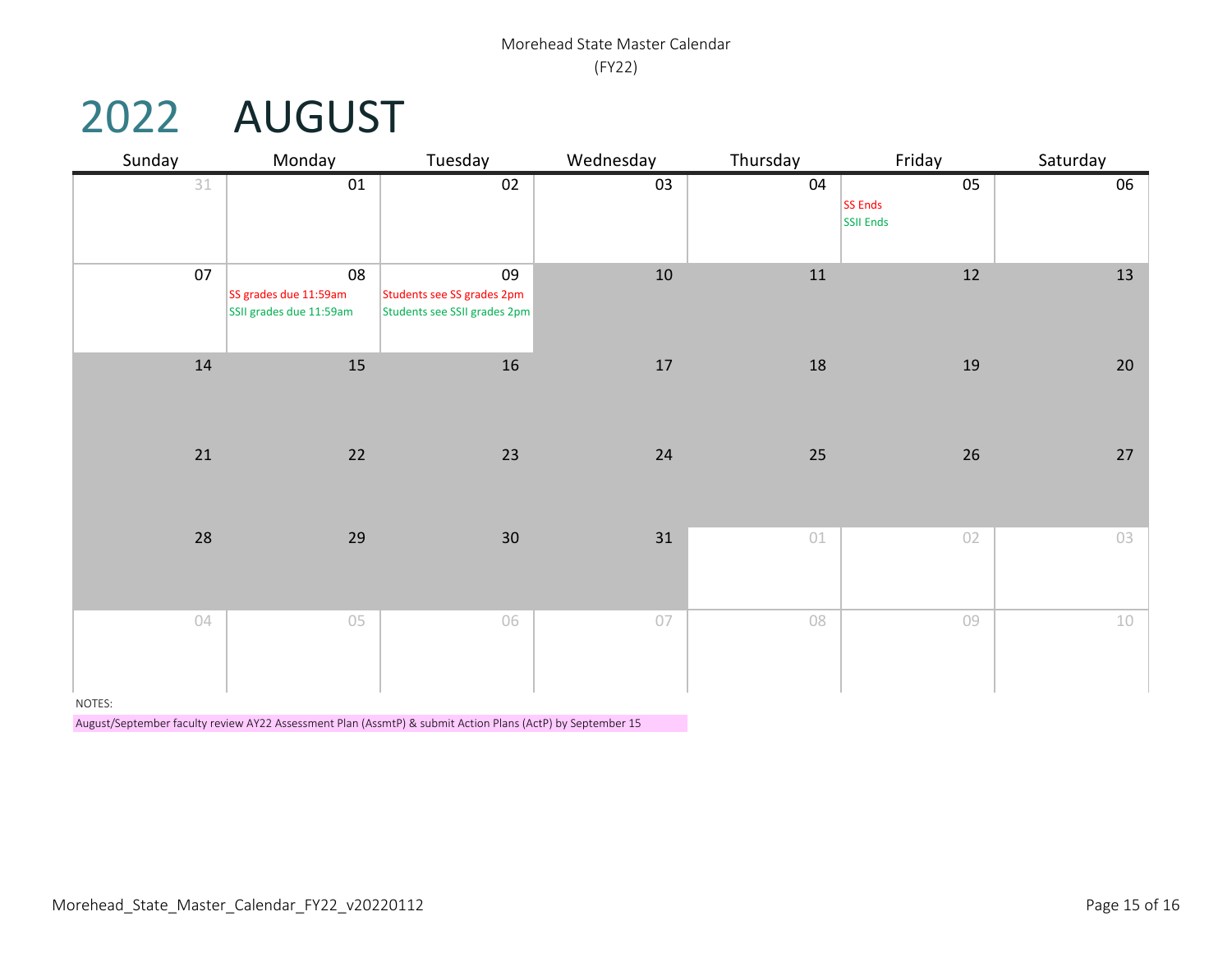Morehead State Master Calendar
(FY22)

# 2022 AUGUST

| Sunday | Monday | Tuesday | Wednesday | Thursday | Friday | Saturday |
|---|---|---|---|---|---|---|
| 31 | 01 | 02 | 03 | 04 | 05<br>SS Ends<br>SSII Ends | 06 |
| 07 | 08<br>SS grades due 11:59am<br>SSII grades due 11:59am | 09<br>Students see SS grades 2pm<br>Students see SSII grades 2pm | 10 | 11 | 12 | 13 |
| 14 | 15 | 16 | 17 | 18 | 19 | 20 |
| 21 | 22 | 23 | 24 | 25 | 26 | 27 |
| 28 | 29 | 30 | 31 | 01 | 02 | 03 |
| 04 | 05 | 06 | 07 | 08 | 09 | 10 |

NOTES:

August/September faculty review AY22 Assessment Plan (AssmtP) & submit Action Plans (ActP) by September 15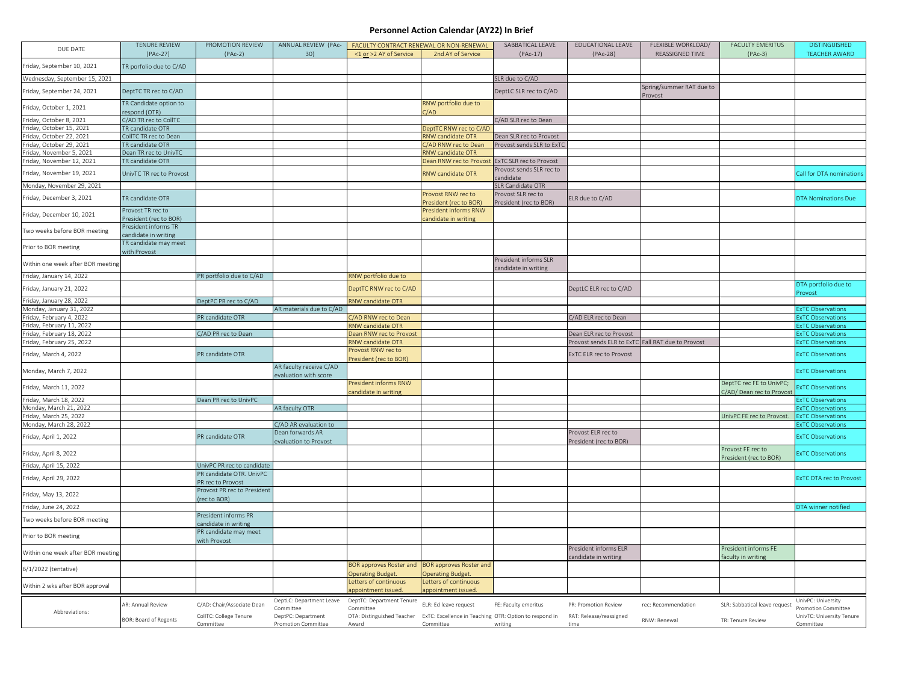# Personnel Action Calendar (AY22) In Brief

| DUE DATE | TENURE REVIEW (PAc-27) | PROMOTION REVIEW (PAc-2) | ANNUAL REVIEW (PAc-30) | FACULTY CONTRACT RENEWAL OR NON-RENEWAL | | SABBATICAL LEAVE (PAc-17) | EDUCATIONAL LEAVE (PAc-28) | FLEXIBLE WORKLOAD/ REASSIGNED TIME | FACULTY EMERITUS (PAc-3) | DISTINGUISHED TEACHER AWARD |
|---|---|---|---|---|---|---|---|---|---|---|
| | | | | <1 or >2 AY of Service | 2nd AY of Service | | | | | |
| Friday, September 10, 2021 | TR porfolio due to C/AD | | | | | | | | | |
| Wednesday, September 15, 2021 | | | | | | SLR due to C/AD | | | | |
| Friday, September 24, 2021 | DeptTC TR rec to C/AD | | | | | DeptLC SLR rec to C/AD | | Spring/summer RAT due to Provost | | |
| Friday, October 1, 2021 | TR Candidate option to respond (OTR) | | | | RNW portfolio due to C/AD | | | | | |
| Friday, October 8, 2021 | C/AD TR rec to CollTC | | | | | C/AD SLR rec to Dean | | | | |
| Friday, October 15, 2021 | TR candidate OTR | | | | DeptTC RNW rec to C/AD | Dean SLR rec to Provost | | | | |
| Friday, October 22, 2021 | CollTC TR rec to Dean | | | | RNW candidate OTR | Provost sends SLR to ExTC | | | | |
| Friday, October 29, 2021 | TR candidate OTR | | | | C/AD RNW rec to Dean | | | | | |
| Friday, November 5, 2021 | Dean TR rec to UnivTC | | | | RNW candidate OTR | | | | | |
| Friday, November 12, 2021 | TR candidate OTR | | | | Dean RNW rec to Provost | ExTC SLR rec to Provost | | | | |
| Friday, November 19, 2021 | UnivTC TR rec to Provost | | | | RNW candidate OTR | Provost sends SLR rec to candidate | | | | Call for DTA nominations |
| Monday, November 29, 2021 | | | | | | SLR Candidate OTR | | | | |
| Friday, December 3, 2021 | TR candidate OTR | | | | Provost RNW rec to President (rec to BOR) | Provost SLR rec to President (rec to BOR) | ELR due to C/AD | | | DTA Nominations Due |
| Friday, December 10, 2021 | Provost TR rec to President (rec to BOR) | | | | President informs RNW candidate in writing | | | | | |
| Two weeks before BOR meeting | President informs TR candidate in writing | | | | | | | | | |
| Prior to BOR meeting | TR candidate may meet with Provost | | | | | | | | | |
| Within one week after BOR meeting | | | | | | President informs SLR candidate in writing | | | | |
| Friday, January 14, 2022 | | PR portfolio due to C/AD | | RNW portfolio due to | | | | | | |
| Friday, January 21, 2022 | | | | DeptTC RNW rec to C/AD | | | DeptLC ELR rec to C/AD | | | DTA portfolio due to Provost |
| Friday, January 28, 2022 | | DeptPC PR rec to C/AD | | RNW candidate OTR | | | | | | |
| Monday, January 31, 2022 | | | AR materials due to C/AD | | | | | | | ExTC Observations |
| Friday, February 4, 2022 | | PR candidate OTR | | C/AD RNW rec to Dean | | | C/AD ELR rec to Dean | | | ExTC Observations |
| Friday, February 11, 2022 | | | | RNW candidate OTR | | | | | | ExTC Observations |
| Friday, February 18, 2022 | | C/AD PR rec to Dean | | Dean RNW rec to Provost | | | Dean ELR rec to Provost | | | ExTC Observations |
| Friday, February 25, 2022 | | | | RNW candidate OTR | | | Provost sends ELR to ExTC | Fall RAT due to Provost | | ExTC Observations |
| Friday, March 4, 2022 | | PR candidate OTR | | Provost RNW rec to President (rec to BOR) | | | ExTC ELR rec to Provost | | | ExTC Observations |
| Monday, March 7, 2022 | | | AR faculty receive C/AD evaluation with score | | | | | | | ExTC Observations |
| Friday, March 11, 2022 | | | | President informs RNW candidate in writing | | | | | DeptTC rec FE to UnivPC; C/AD/ Dean rec to Provost | ExTC Observations |
| Friday, March 18, 2022 | | Dean PR rec to UnivPC | | | | | | | | ExTC Observations |
| Monday, March 21, 2022 | | | AR faculty OTR | | | | | | | ExTC Observations |
| Friday, March 25, 2022 | | | | | | | | | UnivPC FE rec to Provost. | ExTC Observations |
| Monday, March 28, 2022 | | | C/AD AR evaluation to | | | | | | | ExTC Observations |
| Friday, April 1, 2022 | | PR candidate OTR | Dean forwards AR evaluation to Provost | | | | Provost ELR rec to President (rec to BOR) | | | ExTC Observations |
| Friday, April 8, 2022 | | | | | | | | | Provost FE rec to President (rec to BOR) | ExTC Observations |
| Friday, April 15, 2022 | | UnivPC PR rec to candidate | | | | | | | | |
| Friday, April 29, 2022 | | PR candidate OTR. UnivPC PR rec to Provost | | | | | | | | ExTC DTA rec to Provost |
| Friday, May 13, 2022 | | Provost PR rec to President (rec to BOR) | | | | | | | | |
| Friday, June 24, 2022 | | | | | | | | | | DTA winner notified |
| Two weeks before BOR meeting | | President informs PR candidate in writing | | | | | | | | |
| Prior to BOR meeting | | PR candidate may meet with Provost | | | | | | | | |
| Within one week after BOR meeting | | | | | | | President informs ELR candidate in writing | | President informs FE faculty in writing | |
| 6/1/2022 (tentative) | | | | BOR approves Roster and Operating Budget. | BOR approves Roster and Operating Budget. | | | | | |
| Within 2 wks after BOR approval | | | | Letters of continuous appointment issued. | Letters of continuous appointment issued. | | | | | |

| Abbreviations: | | | | | | | | | |
|---|---|---|---|---|---|---|---|---|---|
| AR: Annual Review | C/AD: Chair/Associate Dean | DeptLC: Department Leave Committee | DeptTC: Department Tenure Committee | ELR: Ed leave request | FE: Faculty emeritus | PR: Promotion Review | rec: Recommendation | SLR: Sabbatical leave request | UnivPC: University Promotion Committee |
| BOR: Board of Regents | CollTC: College Tenure Committee | DeptPC: Department Promotion Committee | DTA: Distinguished Teacher Award | ExTC: Excellence in Teaching Committee | OTR: Option to respond in writing | RAT: Release/reassigned time | RNW: Renewal | TR: Tenure Review | UnivTC: University Tenure Committee |